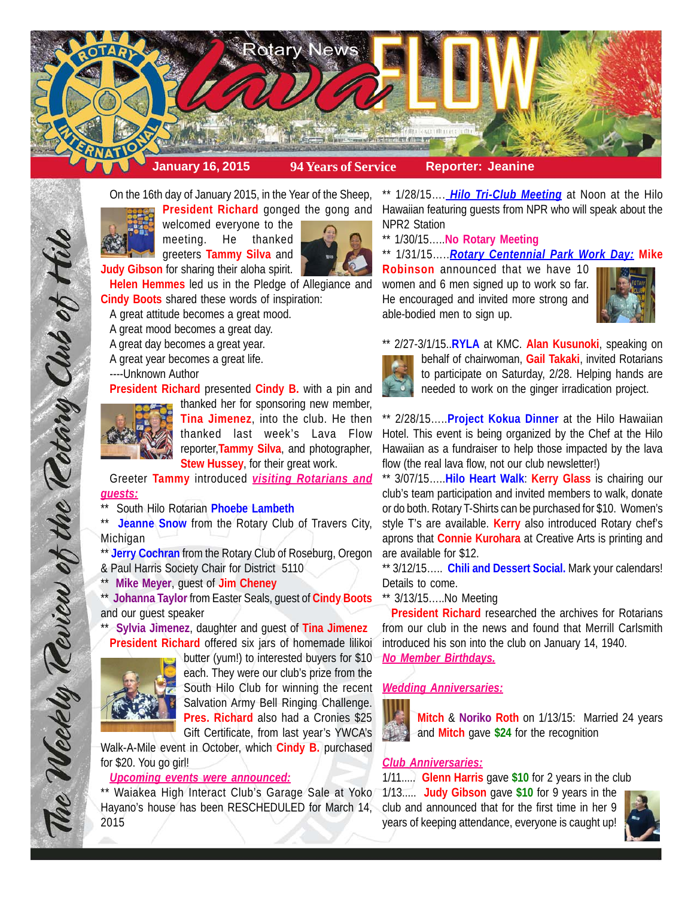# Rotary News Lava FLOW

**January 16, 2015** | **94 Years of Service** | **Reporter: Jeanine**

*The Weekly Review of the Rotary Club of Hilo*

On the 16th day of January 2015, in the Year of the Sheep, **President Richard** gonged the gong and welcomed everyone to the meeting. He thanked greeters **Tammy Silva** and **Judy Gibson** for sharing their aloha spirit.

**Helen Hemmes** led us in the Pledge of Allegiance and **Cindy Boots** shared these words of inspiration:

A great attitude becomes a great mood.
A great mood becomes a great day.
A great day becomes a great year.
A great year becomes a great life.
----Unknown Author

**President Richard** presented **Cindy B.** with a pin and thanked her for sponsoring new member, **Tina Jimenez**, into the club. He then thanked last week's Lava Flow reporter, **Tammy Silva**, and photographer, **Stew Hussey**, for their great work.

Greeter **Tammy** introduced ***visiting Rotarians and guests:***

** South Hilo Rotarian **Phoebe Lambeth**
** **Jeanne Snow** from the Rotary Club of Travers City, Michigan
** **Jerry Cochran** from the Rotary Club of Roseburg, Oregon & Paul Harris Society Chair for District 5110
** **Mike Meyer**, guest of **Jim Cheney**
** **Johanna Taylor** from Easter Seals, guest of **Cindy Boots** and our guest speaker
** **Sylvia Jimenez**, daughter and guest of **Tina Jimenez**

**President Richard** offered six jars of homemade lilikoi butter (yum!) to interested buyers for $10 each. They were our club's prize from the South Hilo Club for winning the recent Salvation Army Bell Ringing Challenge. **Pres. Richard** also had a Cronies $25 Gift Certificate, from last year's YWCA's Walk-A-Mile event in October, which **Cindy B.** purchased for $20. You go girl!

***Upcoming events were announced:***

** Waiakea High Interact Club's Garage Sale at Yoko Hayano's house has been RESCHEDULED for March 14, 2015

** 1/28/15…. ***Hilo Tri-Club Meeting*** at Noon at the Hilo Hawaiian featuring guests from NPR who will speak about the NPR2 Station

** 1/30/15…..**No Rotary Meeting**

** 1/31/15…..***Rotary Centennial Park Work Day:*** **Mike Robinson** announced that we have 10 women and 6 men signed up to work so far. He encouraged and invited more strong and able-bodied men to sign up.

** 2/27-3/1/15..**RYLA** at KMC. **Alan Kusunoki**, speaking on behalf of chairwoman, **Gail Takaki**, invited Rotarians to participate on Saturday, 2/28. Helping hands are needed to work on the ginger irradication project.

** 2/28/15…..**Project Kokua Dinner** at the Hilo Hawaiian Hotel. This event is being organized by the Chef at the Hilo Hawaiian as a fundraiser to help those impacted by the lava flow (the real lava flow, not our club newsletter!)

** 3/07/15…..**Hilo Heart Walk**: **Kerry Glass** is chairing our club's team participation and invited members to walk, donate or do both. Rotary T-Shirts can be purchased for $10. Women's style T's are available. **Kerry** also introduced Rotary chef's aprons that **Connie Kurohara** at Creative Arts is printing and are available for $12.

** 3/12/15….. **Chili and Dessert Social.** Mark your calendars! Details to come.

** 3/13/15…..No Meeting

**President Richard** researched the archives for Rotarians from our club in the news and found that Merrill Carlsmith introduced his son into the club on January 14, 1940.

***No Member Birthdays.***

***Wedding Anniversaries:***

**Mitch** & **Noriko Roth** on 1/13/15: Married 24 years and **Mitch** gave **$24** for the recognition

***Club Anniversaries:***

1/11….. **Glenn Harris** gave **$10** for 2 years in the club

1/13….. **Judy Gibson** gave **$10** for 9 years in the club and announced that for the first time in her 9 years of keeping attendance, everyone is caught up!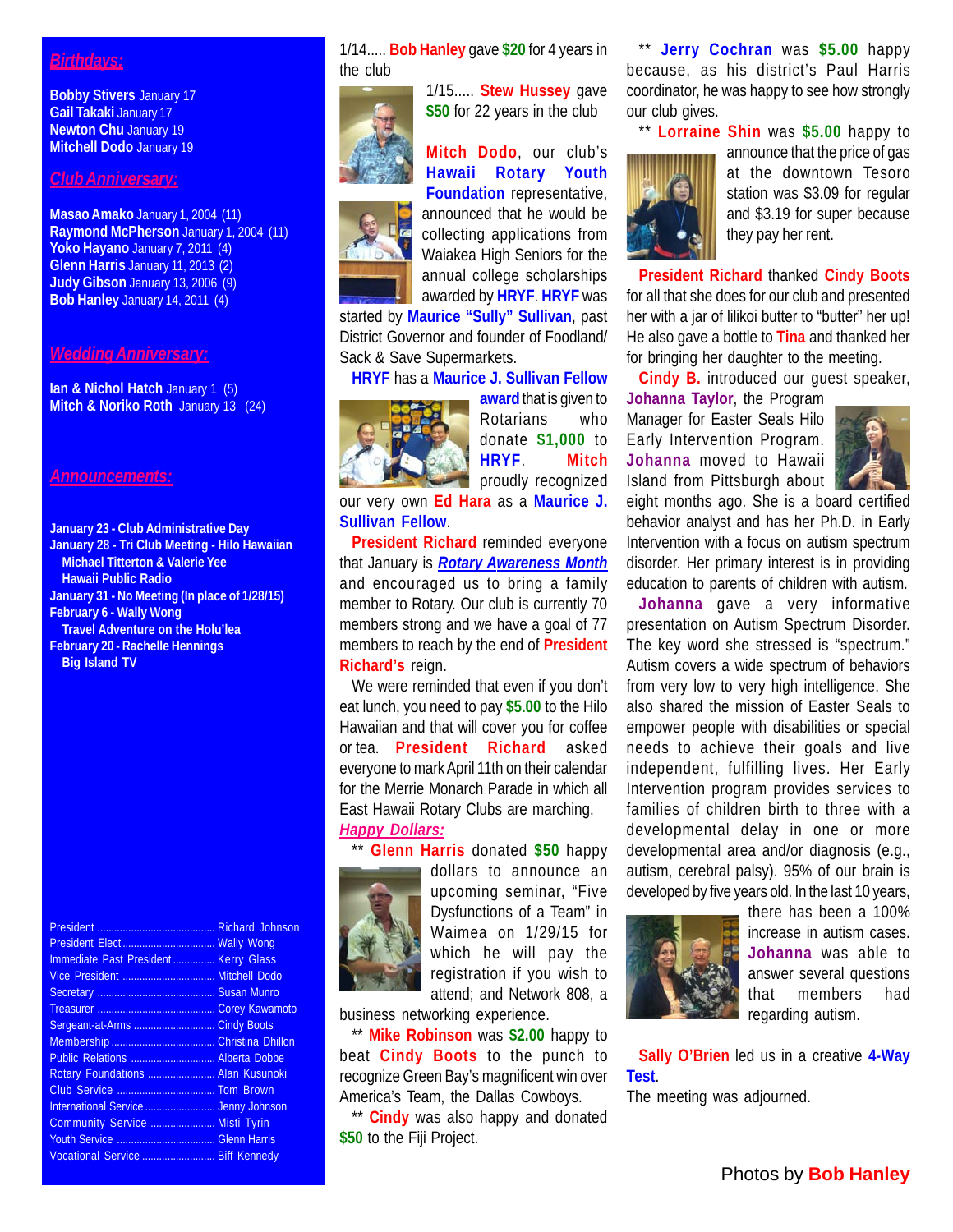## *Birthdays:*

**Bobby Stivers** January 17
**Gail Takaki** January 17
**Newton Chu** January 19
**Mitchell Dodo** January 19

## *Club Anniversary:*

**Masao Amako** January 1, 2004 (11)
**Raymond McPherson** January 1, 2004 (11)
**Yoko Hayano** January 7, 2011 (4)
**Glenn Harris** January 11, 2013 (2)
**Judy Gibson** January 13, 2006 (9)
**Bob Hanley** January 14, 2011 (4)

## *Wedding Anniversary:*

**Ian & Nichol Hatch** January 1 (5)
**Mitch & Noriko Roth** January 13 (24)

## *Announcements:*

**January 23 - Club Administrative Day**
**January 28 - Tri Club Meeting - Hilo Hawaiian**
**Michael Titterton & Valerie Yee**
**Hawaii Public Radio**
**January 31 - No Meeting (In place of 1/28/15)**
**February 6 - Wally Wong**
**Travel Adventure on the Holu'lea**
**February 20 - Rachelle Hennings**
**Big Island TV**

| | |
|---|---|
| President | Richard Johnson |
| President Elect | Wally Wong |
| Immediate Past President | Kerry Glass |
| Vice President | Mitchell Dodo |
| Secretary | Susan Munro |
| Treasurer | Corey Kawamoto |
| Sergeant-at-Arms | Cindy Boots |
| Membership | Christina Dhillon |
| Public Relations | Alberta Dobbe |
| Rotary Foundations | Alan Kusunoki |
| Club Service | Tom Brown |
| International Service | Jenny Johnson |
| Community Service | Misti Tyrin |
| Youth Service | Glenn Harris |
| Vocational Service | Biff Kennedy |

1/14..... **Bob Hanley** gave **$20** for 4 years in the club

1/15..... **Stew Hussey** gave **$50** for 22 years in the club

**Mitch Dodo**, our club's **Hawaii Rotary Youth Foundation** representative, announced that he would be collecting applications from Waiakea High Seniors for the annual college scholarships awarded by **HRYF**. **HRYF** was started by **Maurice "Sully" Sullivan**, past District Governor and founder of Foodland/ Sack & Save Supermarkets.

**HRYF** has a **Maurice J. Sullivan Fellow award** that is given to Rotarians who donate **$1,000** to **HRYF**. **Mitch** proudly recognized our very own **Ed Hara** as a **Maurice J. Sullivan Fellow**.

**President Richard** reminded everyone that January is ***Rotary Awareness Month*** and encouraged us to bring a family member to Rotary. Our club is currently 70 members strong and we have a goal of 77 members to reach by the end of **President Richard's** reign.

We were reminded that even if you don't eat lunch, you need to pay **$5.00** to the Hilo Hawaiian and that will cover you for coffee or tea. **President Richard** asked everyone to mark April 11th on their calendar for the Merrie Monarch Parade in which all East Hawaii Rotary Clubs are marching.

***Happy Dollars:***

** **Glenn Harris** donated **$50** happy dollars to announce an upcoming seminar, "Five Dysfunctions of a Team" in Waimea on 1/29/15 for which he will pay the registration if you wish to attend; and Network 808, a business networking experience.

** **Mike Robinson** was **$2.00** happy to beat **Cindy Boots** to the punch to recognize Green Bay's magnificent win over America's Team, the Dallas Cowboys.

** **Cindy** was also happy and donated **$50** to the Fiji Project.

** **Jerry Cochran** was **$5.00** happy because, as his district's Paul Harris coordinator, he was happy to see how strongly our club gives.

** **Lorraine Shin** was **$5.00** happy to announce that the price of gas at the downtown Tesoro station was $3.09 for regular and $3.19 for super because they pay her rent.

**President Richard** thanked **Cindy Boots** for all that she does for our club and presented her with a jar of lilikoi butter to "butter" her up! He also gave a bottle to **Tina** and thanked her for bringing her daughter to the meeting.

**Cindy B.** introduced our guest speaker, **Johanna Taylor**, the Program Manager for Easter Seals Hilo Early Intervention Program. **Johanna** moved to Hawaii Island from Pittsburgh about eight months ago. She is a board certified behavior analyst and has her Ph.D. in Early Intervention with a focus on autism spectrum disorder. Her primary interest is in providing education to parents of children with autism.

**Johanna** gave a very informative presentation on Autism Spectrum Disorder. The key word she stressed is "spectrum." Autism covers a wide spectrum of behaviors from very low to very high intelligence. She also shared the mission of Easter Seals to empower people with disabilities or special needs to achieve their goals and live independent, fulfilling lives. Her Early Intervention program provides services to families of children birth to three with a developmental delay in one or more developmental area and/or diagnosis (e.g., autism, cerebral palsy). 95% of our brain is developed by five years old. In the last 10 years, there has been a 100% increase in autism cases. **Johanna** was able to answer several questions that members had regarding autism.

**Sally O'Brien** led us in a creative **4-Way Test**.

The meeting was adjourned.

Photos by **Bob Hanley**